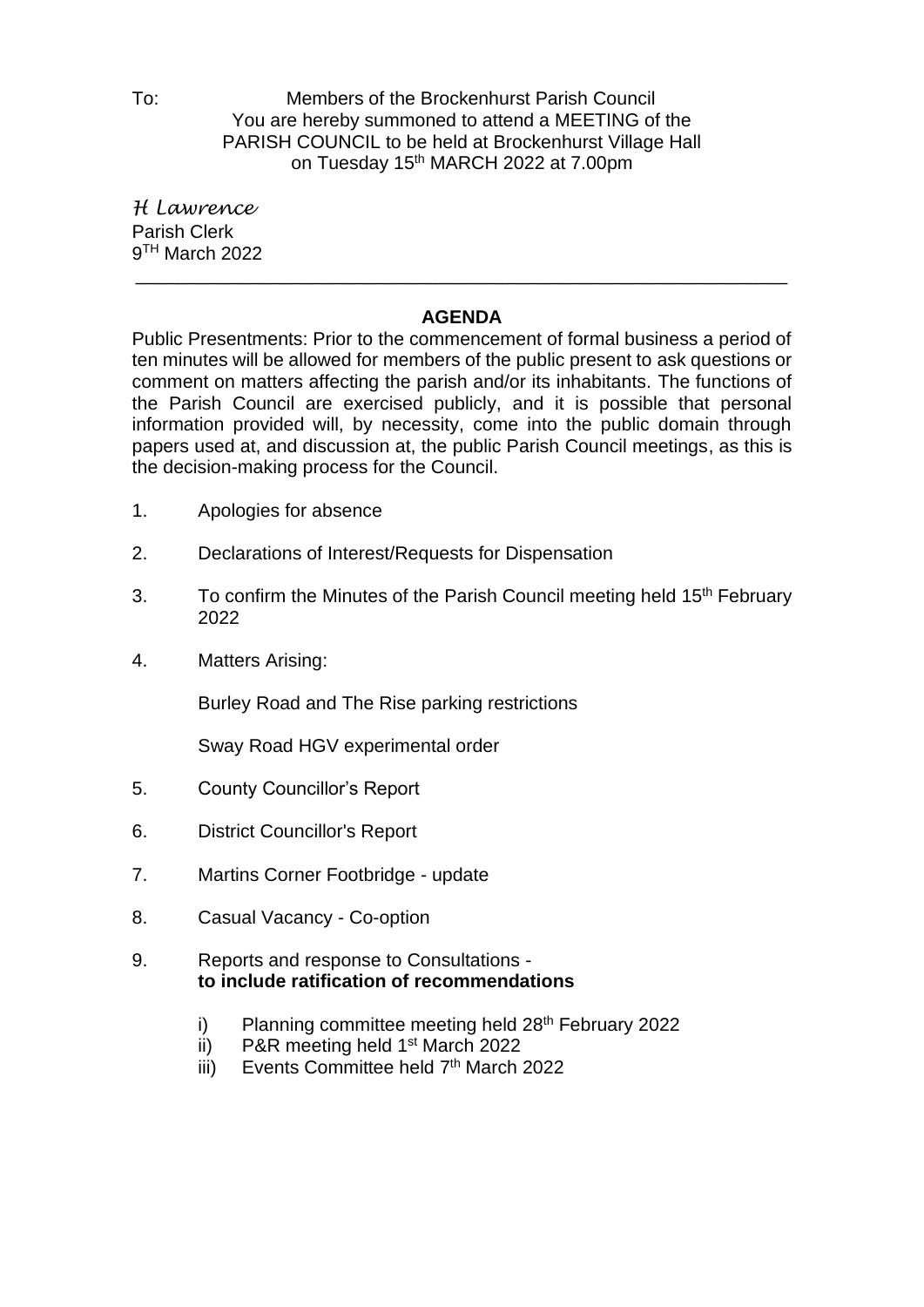To: Members of the Brockenhurst Parish Council
You are hereby summoned to attend a MEETING of the PARISH COUNCIL to be held at Brockenhurst Village Hall on Tuesday 15th MARCH 2022 at 7.00pm

*H Lawrence*
Parish Clerk
9TH March 2022

---

## AGENDA

Public Presentments: Prior to the commencement of formal business a period of ten minutes will be allowed for members of the public present to ask questions or comment on matters affecting the parish and/or its inhabitants. The functions of the Parish Council are exercised publicly, and it is possible that personal information provided will, by necessity, come into the public domain through papers used at, and discussion at, the public Parish Council meetings, as this is the decision-making process for the Council.

1. Apologies for absence

2. Declarations of Interest/Requests for Dispensation

3. To confirm the Minutes of the Parish Council meeting held 15th February 2022

4. Matters Arising:

   Burley Road and The Rise parking restrictions

   Sway Road HGV experimental order

5. County Councillor's Report

6. District Councillor's Report

7. Martins Corner Footbridge - update

8. Casual Vacancy - Co-option

9. Reports and response to Consultations - **to include ratification of recommendations**

   i) Planning committee meeting held 28th February 2022
   ii) P&R meeting held 1st March 2022
   iii) Events Committee held 7th March 2022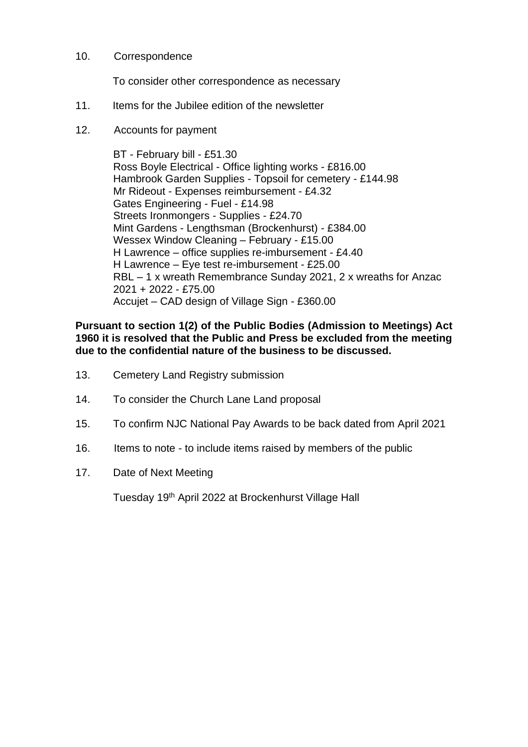10. Correspondence

    To consider other correspondence as necessary

11. Items for the Jubilee edition of the newsletter

12. Accounts for payment

    BT - February bill - £51.30
    Ross Boyle Electrical - Office lighting works - £816.00
    Hambrook Garden Supplies - Topsoil for cemetery - £144.98
    Mr Rideout - Expenses reimbursement - £4.32
    Gates Engineering - Fuel - £14.98
    Streets Ironmongers - Supplies - £24.70
    Mint Gardens - Lengthsman (Brockenhurst) - £384.00
    Wessex Window Cleaning – February - £15.00
    H Lawrence – office supplies re-imbursement - £4.40
    H Lawrence – Eye test re-imbursement - £25.00
    RBL – 1 x wreath Remembrance Sunday 2021, 2 x wreaths for Anzac 2021 + 2022 - £75.00
    Accujet – CAD design of Village Sign - £360.00

**Pursuant to section 1(2) of the Public Bodies (Admission to Meetings) Act 1960 it is resolved that the Public and Press be excluded from the meeting due to the confidential nature of the business to be discussed.**

13. Cemetery Land Registry submission

14. To consider the Church Lane Land proposal

15. To confirm NJC National Pay Awards to be back dated from April 2021

16. Items to note - to include items raised by members of the public

17. Date of Next Meeting

    Tuesday 19th April 2022 at Brockenhurst Village Hall